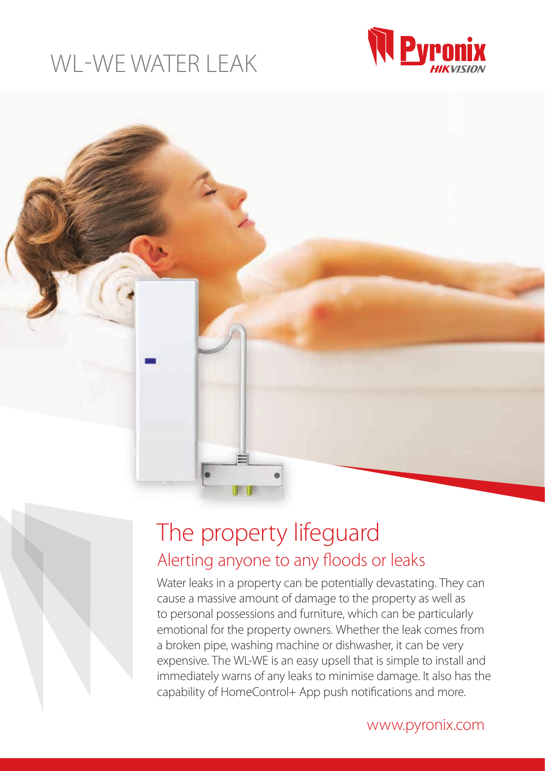# WL-WE WATER LEAK

Pyronix HIKVISION

## The property lifeguard

### Alerting anyone to any floods or leaks

Water leaks in a property can be potentially devastating. They can cause a massive amount of damage to the property as well as to personal possessions and furniture, which can be particularly emotional for the property owners. Whether the leak comes from a broken pipe, washing machine or dishwasher, it can be very expensive. The WL-WE is an easy upsell that is simple to install and immediately warns of any leaks to minimise damage. It also has the capability of HomeControl+ App push notifications and more.

www.pyronix.com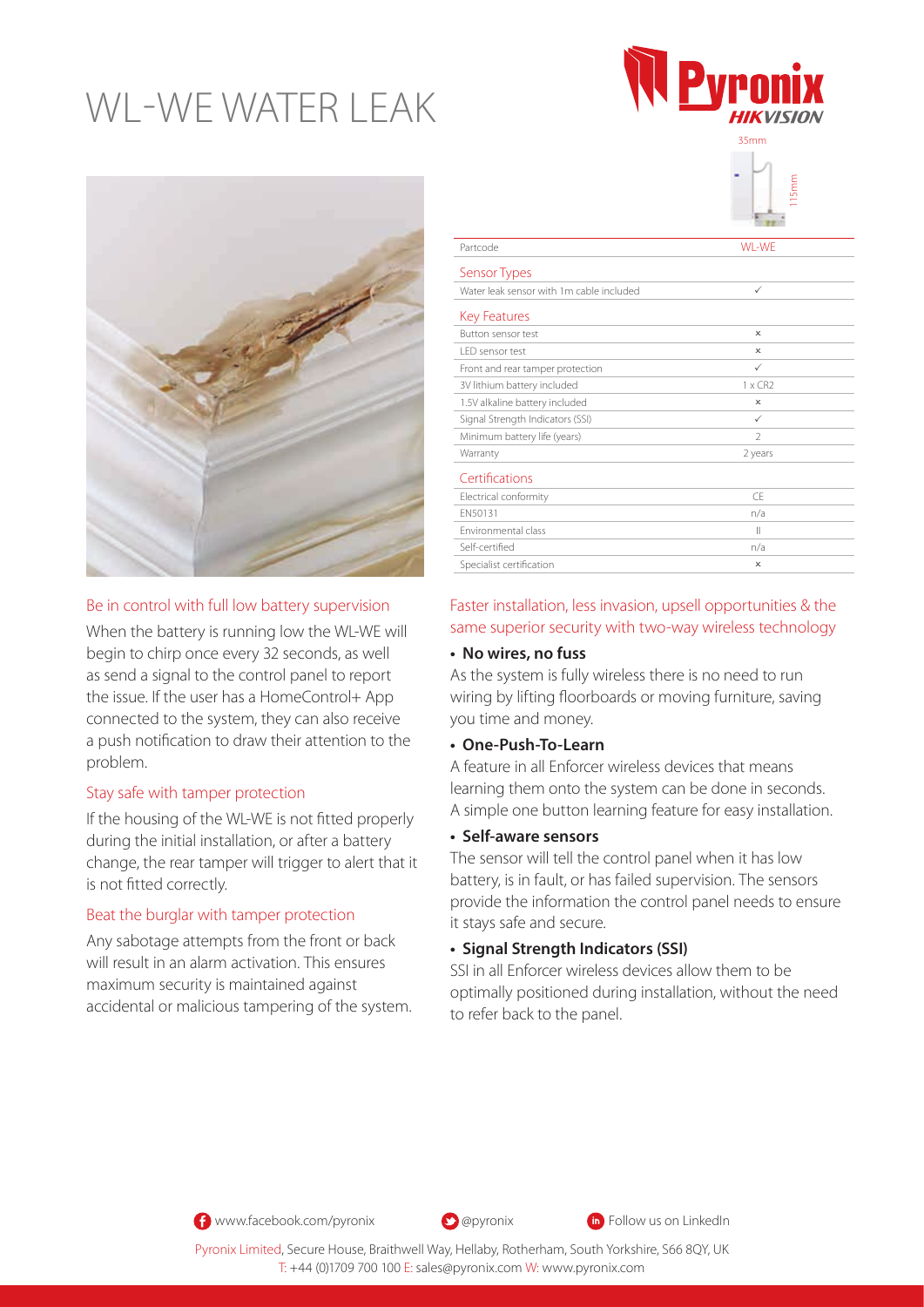# WL-WE WATER LEAK

35mm

115mm

| Partcode | WL-WE |
|---|---|
| **Sensor Types** | |
| Water leak sensor with 1m cable included | ✓ |
| **Key Features** | |
| Button sensor test | × |
| LED sensor test | × |
| Front and rear tamper protection | ✓ |
| 3V lithium battery included | 1 x CR2 |
| 1.5V alkaline battery included | × |
| Signal Strength Indicators (SSI) | ✓ |
| Minimum battery life (years) | 2 |
| Warranty | 2 years |
| **Certifications** | |
| Electrical conformity | CE |
| EN50131 | n/a |
| Environmental class | II |
| Self-certified | n/a |
| Specialist certification | × |

## Be in control with full low battery supervision

When the battery is running low the WL-WE will begin to chirp once every 32 seconds, as well as send a signal to the control panel to report the issue. If the user has a HomeControl+ App connected to the system, they can also receive a push notification to draw their attention to the problem.

## Stay safe with tamper protection

If the housing of the WL-WE is not fitted properly during the initial installation, or after a battery change, the rear tamper will trigger to alert that it is not fitted correctly.

## Beat the burglar with tamper protection

Any sabotage attempts from the front or back will result in an alarm activation. This ensures maximum security is maintained against accidental or malicious tampering of the system.

## Faster installation, less invasion, upsell opportunities & the same superior security with two-way wireless technology

- **No wires, no fuss**

As the system is fully wireless there is no need to run wiring by lifting floorboards or moving furniture, saving you time and money.

- **One-Push-To-Learn**

A feature in all Enforcer wireless devices that means learning them onto the system can be done in seconds. A simple one button learning feature for easy installation.

- **Self-aware sensors**

The sensor will tell the control panel when it has low battery, is in fault, or has failed supervision. The sensors provide the information the control panel needs to ensure it stays safe and secure.

- **Signal Strength Indicators (SSI)**

SSI in all Enforcer wireless devices allow them to be optimally positioned during installation, without the need to refer back to the panel.

www.facebook.com/pyronix @pyronix Follow us on LinkedIn

Pyronix Limited, Secure House, Braithwell Way, Hellaby, Rotherham, South Yorkshire, S66 8QY, UK
T: +44 (0)1709 700 100 E: sales@pyronix.com W: www.pyronix.com